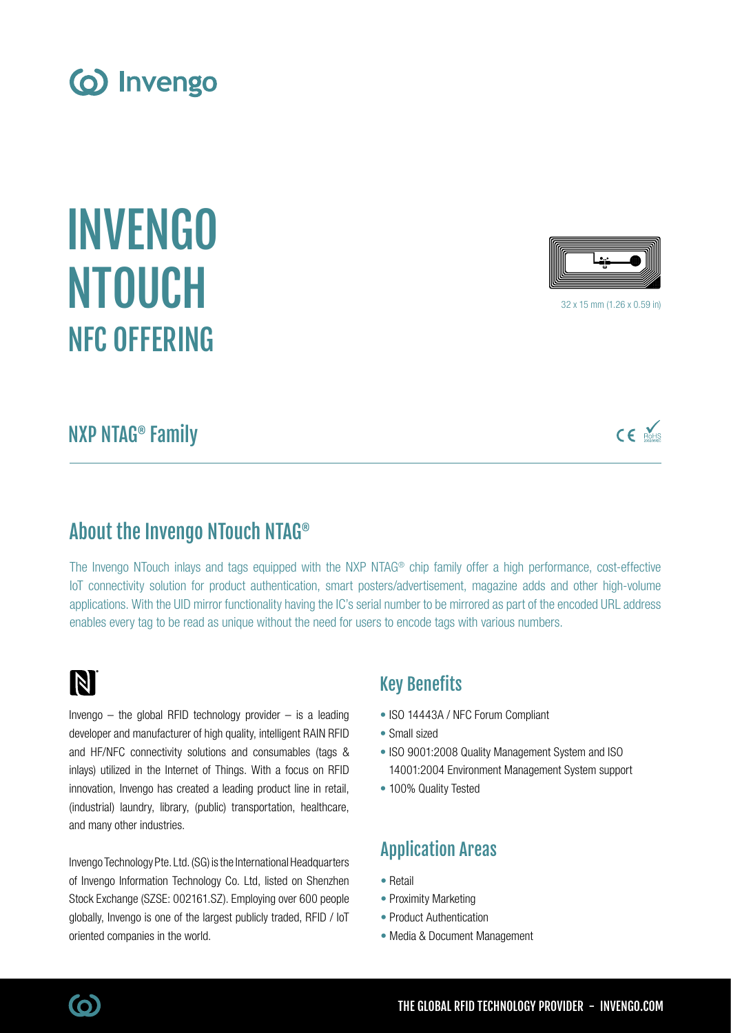# INVENGO NTOUCH

## NFC OFFERING

32 x 15 mm (1.26 x 0.59 in)

## NXP NTAG® Family

## About the Invengo NTouch NTAG®

The Invengo NTouch inlays and tags equipped with the NXP NTAG® chip family offer a high performance, cost-effective IoT connectivity solution for product authentication, smart posters/advertisement, magazine adds and other high-volume applications. With the UID mirror functionality having the IC's serial number to be mirrored as part of the encoded URL address enables every tag to be read as unique without the need for users to encode tags with various numbers.

Invengo – the global RFID technology provider – is a leading developer and manufacturer of high quality, intelligent RAIN RFID and HF/NFC connectivity solutions and consumables (tags & inlays) utilized in the Internet of Things. With a focus on RFID innovation, Invengo has created a leading product line in retail, (industrial) laundry, library, (public) transportation, healthcare, and many other industries.

Invengo Technology Pte. Ltd. (SG) is the International Headquarters of Invengo Information Technology Co. Ltd, listed on Shenzhen Stock Exchange (SZSE: 002161.SZ). Employing over 600 people globally, Invengo is one of the largest publicly traded, RFID / IoT oriented companies in the world.

### Key Benefits

- ISO 14443A / NFC Forum Compliant
- Small sized
- ISO 9001:2008 Quality Management System and ISO 14001:2004 Environment Management System support
- 100% Quality Tested

### Application Areas

- Retail
- Proximity Marketing
- Product Authentication
- Media & Document Management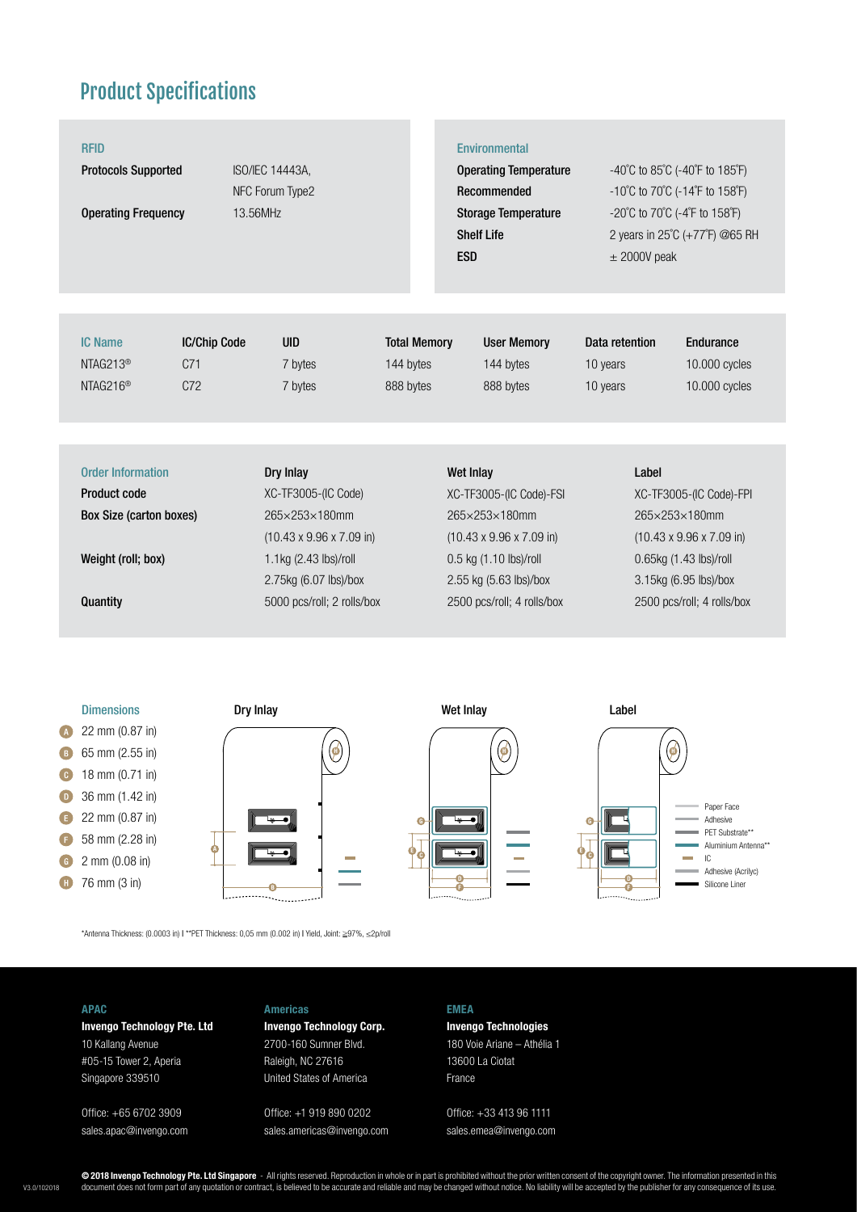## Product Specifications

### RFID

| | |
|---|---|
| **Protocols Supported** | ISO/IEC 14443A, NFC Forum Type2 |
| **Operating Frequency** | 13.56MHz |

### Environmental

| | |
|---|---|
| **Operating Temperature** | -40˚C to 85˚C (-40˚F to 185˚F) |
| **Recommended** | -10˚C to 70˚C (-14˚F to 158˚F) |
| **Storage Temperature** | -20˚C to 70˚C (-4˚F to 158˚F) |
| **Shelf Life** | 2 years in 25˚C (+77˚F) @65 RH |
| **ESD** | ± 2000V peak |

| IC Name | IC/Chip Code | UID | Total Memory | User Memory | Data retention | Endurance |
|---|---|---|---|---|---|---|
| NTAG213® | C71 | 7 bytes | 144 bytes | 144 bytes | 10 years | 10.000 cycles |
| NTAG216® | C72 | 7 bytes | 888 bytes | 888 bytes | 10 years | 10.000 cycles |

| Order Information | Dry Inlay | Wet Inlay | Label |
|---|---|---|---|
| **Product code** | XC-TF3005-(IC Code) | XC-TF3005-(IC Code)-FSI | XC-TF3005-(IC Code)-FPI |
| **Box Size (carton boxes)** | 265×253×180mm (10.43 x 9.96 x 7.09 in) | 265×253×180mm (10.43 x 9.96 x 7.09 in) | 265×253×180mm (10.43 x 9.96 x 7.09 in) |
| **Weight (roll; box)** | 1.1kg (2.43 lbs)/roll 2.75kg (6.07 lbs)/box | 0.5 kg (1.10 lbs)/roll 2.55 kg (5.63 lbs)/box | 0.65kg (1.43 lbs)/roll 3.15kg (6.95 lbs)/box |
| **Quantity** | 5000 pcs/roll; 2 rolls/box | 2500 pcs/roll; 4 rolls/box | 2500 pcs/roll; 4 rolls/box |

### Dimensions

- A 22 mm (0.87 in)
- B 65 mm (2.55 in)
- C 18 mm (0.71 in)
- D 36 mm (1.42 in)
- E 22 mm (0.87 in)
- F 58 mm (2.28 in)
- G 2 mm (0.08 in)
- H 76 mm (3 in)

Dry Inlay

Wet Inlay

Label

Paper Face
Adhesive
PET Substrate**
Aluminium Antenna**
IC
Adhesive (Acrilyc)
Silicone Liner

*Antenna Thickness: (0.0003 in) I **PET Thickness: 0,05 mm (0.002 in) I Yield, Joint: ≧97%, ≤2p/roll

**APAC**
**Invengo Technology Pte. Ltd**
10 Kallang Avenue
#05-15 Tower 2, Aperia
Singapore 339510

Office: +65 6702 3909
sales.apac@invengo.com

**Americas**
**Invengo Technology Corp.**
2700-160 Sumner Blvd.
Raleigh, NC 27616
United States of America

Office: +1 919 890 0202
sales.americas@invengo.com

**EMEA**
**Invengo Technologies**
180 Voie Ariane – Athélia 1
13600 La Ciotat
France

Office: +33 413 96 1111
sales.emea@invengo.com

**© 2018 Invengo Technology Pte. Ltd Singapore** - All rights reserved. Reproduction in whole or in part is prohibited without the prior written consent of the copyright owner. The information presented in this document does not form part of any quotation or contract, is believed to be accurate and reliable and may be changed without notice. No liability will be accepted by the publisher for any consequence of its use.

V3.0/102018